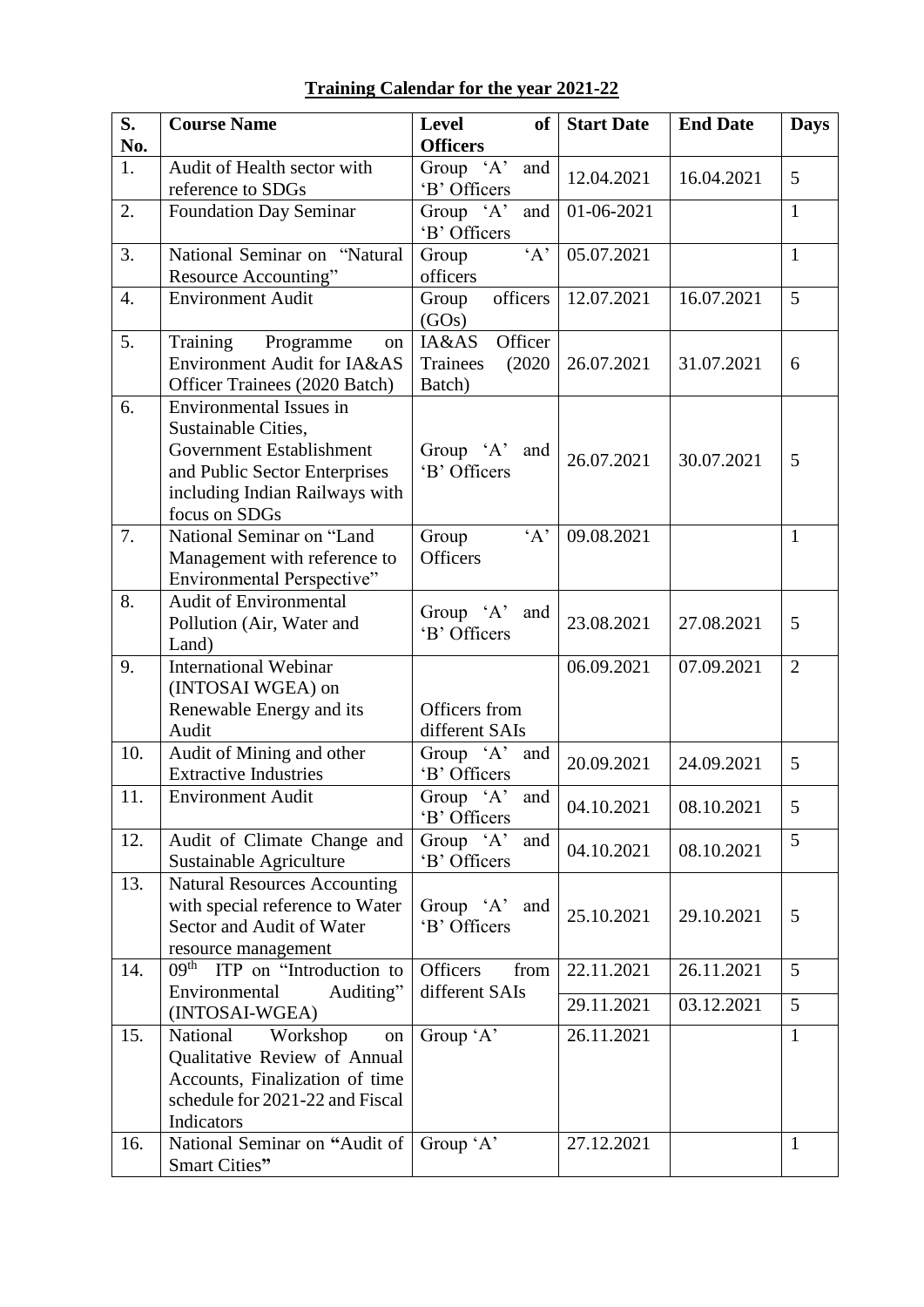**Training Calendar for the year 2021-22**

| S. No. | Course Name | Level of Officers | Start Date | End Date | Days |
|---|---|---|---|---|---|
| 1. | Audit of Health sector with reference to SDGs | Group 'A' and 'B' Officers | 12.04.2021 | 16.04.2021 | 5 |
| 2. | Foundation Day Seminar | Group 'A' and 'B' Officers | 01-06-2021 | | 1 |
| 3. | National Seminar on "Natural Resource Accounting" | Group 'A' officers | 05.07.2021 | | 1 |
| 4. | Environment Audit | Group officers (GOs) | 12.07.2021 | 16.07.2021 | 5 |
| 5. | Training Programme on Environment Audit for IA&AS Officer Trainees (2020 Batch) | IA&AS Officer Trainees (2020 Batch) | 26.07.2021 | 31.07.2021 | 6 |
| 6. | Environmental Issues in Sustainable Cities, Government Establishment and Public Sector Enterprises including Indian Railways with focus on SDGs | Group 'A' and 'B' Officers | 26.07.2021 | 30.07.2021 | 5 |
| 7. | National Seminar on "Land Management with reference to Environmental Perspective" | Group 'A' Officers | 09.08.2021 | | 1 |
| 8. | Audit of Environmental Pollution (Air, Water and Land) | Group 'A' and 'B' Officers | 23.08.2021 | 27.08.2021 | 5 |
| 9. | International Webinar (INTOSAI WGEA) on Renewable Energy and its Audit | Officers from different SAIs | 06.09.2021 | 07.09.2021 | 2 |
| 10. | Audit of Mining and other Extractive Industries | Group 'A' and 'B' Officers | 20.09.2021 | 24.09.2021 | 5 |
| 11. | Environment Audit | Group 'A' and 'B' Officers | 04.10.2021 | 08.10.2021 | 5 |
| 12. | Audit of Climate Change and Sustainable Agriculture | Group 'A' and 'B' Officers | 04.10.2021 | 08.10.2021 | 5 |
| 13. | Natural Resources Accounting with special reference to Water Sector and Audit of Water resource management | Group 'A' and 'B' Officers | 25.10.2021 | 29.10.2021 | 5 |
| 14. | 09th ITP on "Introduction to Environmental Auditing" (INTOSAI-WGEA) | Officers from different SAIs | 22.11.2021 | 26.11.2021 | 5 |
| | | | 29.11.2021 | 03.12.2021 | 5 |
| 15. | National Workshop on Qualitative Review of Annual Accounts, Finalization of time schedule for 2021-22 and Fiscal Indicators | Group 'A' | 26.11.2021 | | 1 |
| 16. | National Seminar on **"**Audit of Smart Cities**"** | Group 'A' | 27.12.2021 | | 1 |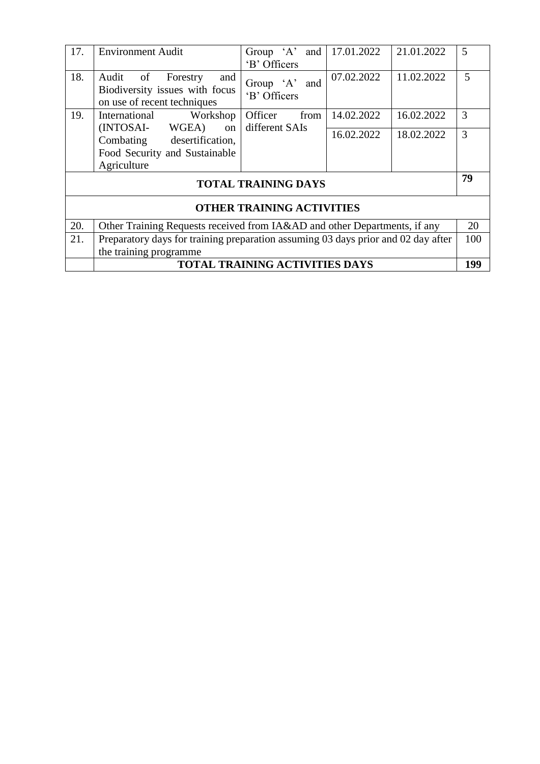| | | | | | |
|---|---|---|---|---|---|
| 17. | Environment Audit | Group 'A' and 'B' Officers | 17.01.2022 | 21.01.2022 | 5 |
| 18. | Audit of Forestry and Biodiversity issues with focus on use of recent techniques | Group 'A' and 'B' Officers | 07.02.2022 | 11.02.2022 | 5 |
| 19. | International Workshop (INTOSAI- WGEA) on Combating desertification, Food Security and Sustainable Agriculture | Officer from different SAIs | 14.02.2022 | 16.02.2022 | 3 |
| | | | 16.02.2022 | 18.02.2022 | 3 |
| | **TOTAL TRAINING DAYS** | | | | **79** |
| | **OTHER TRAINING ACTIVITIES** | | | | |
| 20. | Other Training Requests received from IA&AD and other Departments, if any | | | | 20 |
| 21. | Preparatory days for training preparation assuming 03 days prior and 02 day after the training programme | | | | 100 |
| | **TOTAL TRAINING ACTIVITIES DAYS** | | | | **199** |